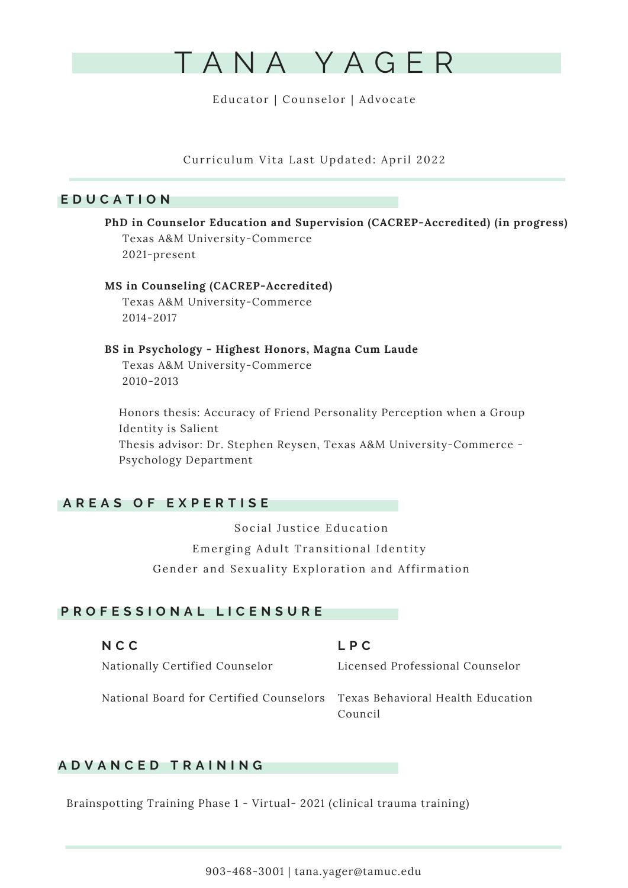# TANA YAGER

Educator | Counselor | Advocate

Curriculum Vita Last Updated: April 2022

## EDUCATION

**PhD in Counselor Education and Supervision (CACREP-Accredited) (in progress)**
Texas A&M University-Commerce
2021-present

**MS in Counseling (CACREP-Accredited)**
Texas A&M University-Commerce
2014-2017

**BS in Psychology - Highest Honors, Magna Cum Laude**
Texas A&M University-Commerce
2010-2013

Honors thesis: Accuracy of Friend Personality Perception when a Group Identity is Salient
Thesis advisor: Dr. Stephen Reysen, Texas A&M University-Commerce - Psychology Department

## AREAS OF EXPERTISE

Social Justice Education

Emerging Adult Transitional Identity

Gender and Sexuality Exploration and Affirmation

## PROFESSIONAL LICENSURE

### NCC

Nationally Certified Counselor

National Board for Certified Counselors

### LPC

Licensed Professional Counselor

Texas Behavioral Health Education Council

## ADVANCED TRAINING

Brainspotting Training Phase 1 - Virtual- 2021 (clinical trauma training)

903-468-3001 | tana.yager@tamuc.edu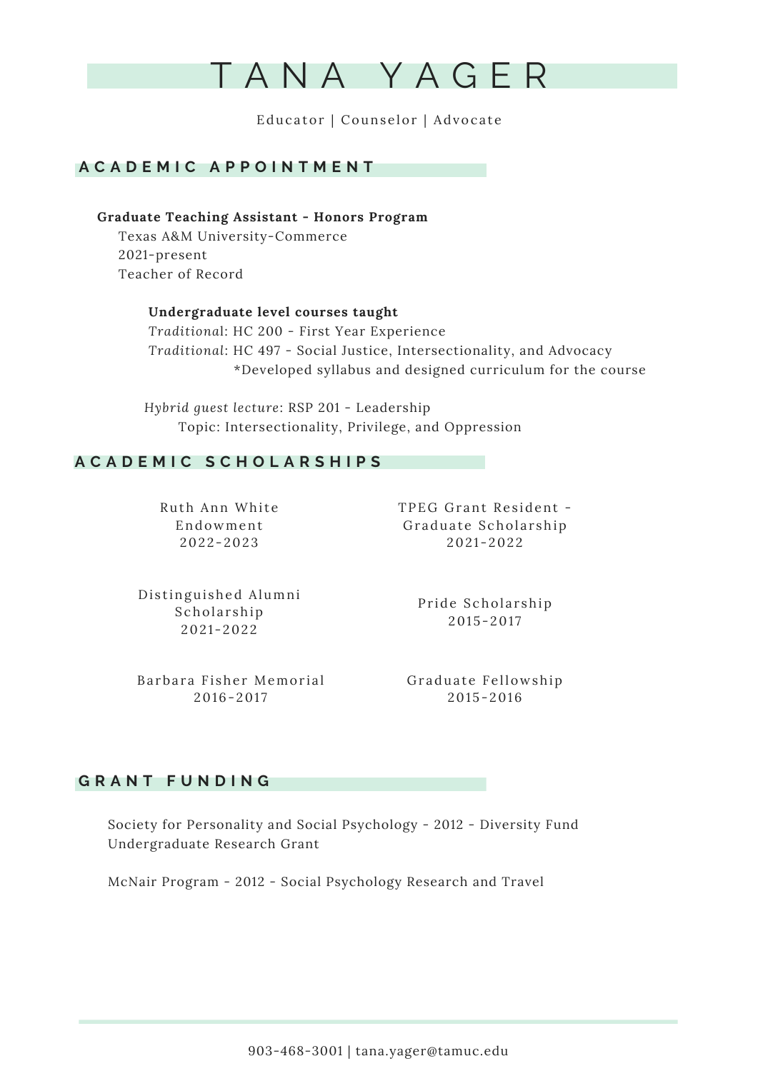# TANA YAGER

Educator | Counselor | Advocate

## ACADEMIC APPOINTMENT

**Graduate Teaching Assistant - Honors Program**
Texas A&M University-Commerce
2021-present
Teacher of Record

**Undergraduate level courses taught**
*Traditional*: HC 200 - First Year Experience
*Traditional*: HC 497 - Social Justice, Intersectionality, and Advocacy
*Developed syllabus and designed curriculum for the course

*Hybrid guest lecture*: RSP 201 - Leadership
Topic: Intersectionality, Privilege, and Oppression

## ACADEMIC SCHOLARSHIPS

Ruth Ann White Endowment
2022-2023

TPEG Grant Resident - Graduate Scholarship
2021-2022

Distinguished Alumni Scholarship
2021-2022

Pride Scholarship
2015-2017

Barbara Fisher Memorial
2016-2017

Graduate Fellowship
2015-2016

## GRANT FUNDING

Society for Personality and Social Psychology - 2012 - Diversity Fund Undergraduate Research Grant

McNair Program - 2012 - Social Psychology Research and Travel

903-468-3001 | tana.yager@tamuc.edu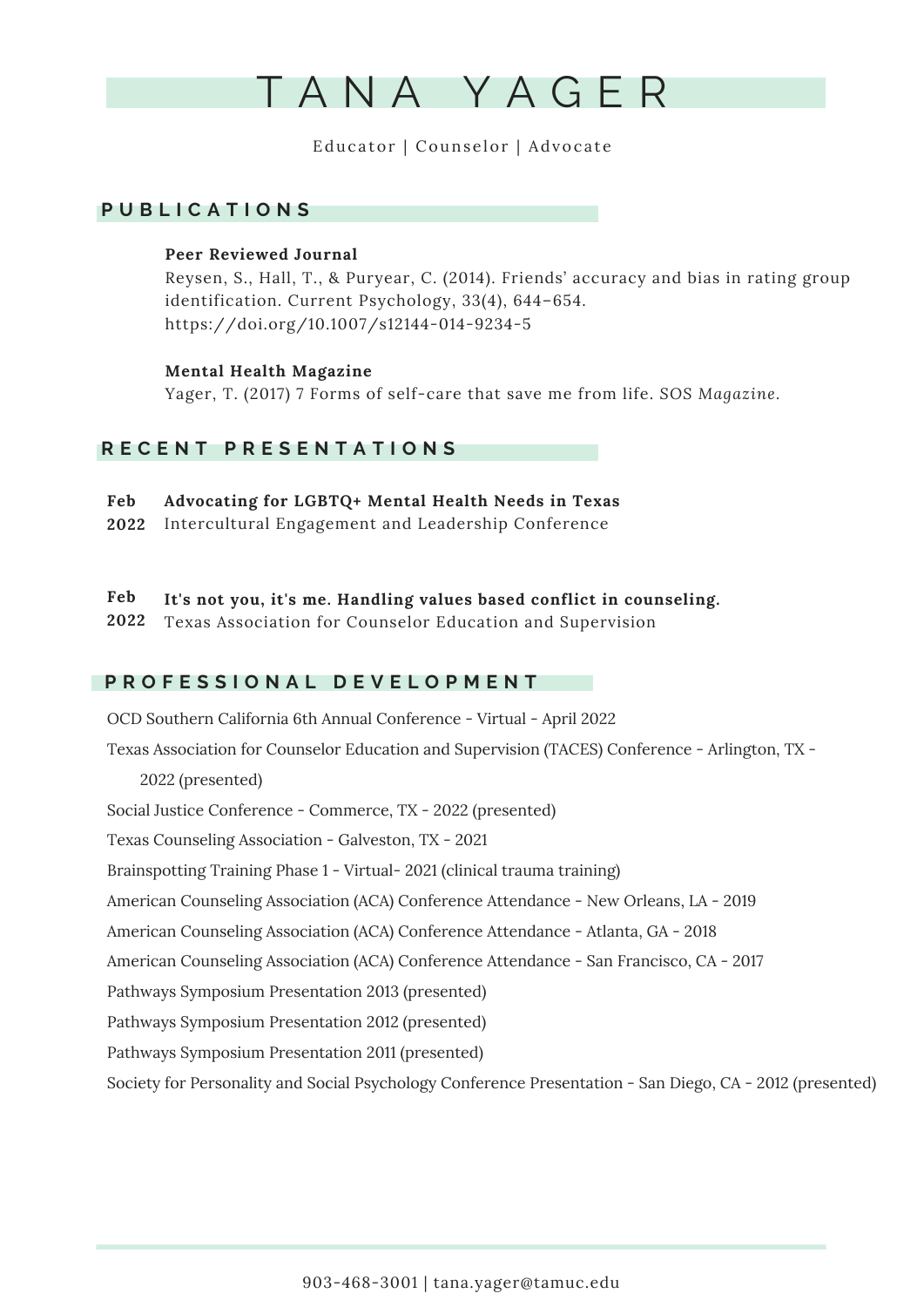# TANA YAGER

Educator | Counselor | Advocate

## PUBLICATIONS

**Peer Reviewed Journal**

Reysen, S., Hall, T., & Puryear, C. (2014). Friends' accuracy and bias in rating group identification. Current Psychology, 33(4), 644–654. https://doi.org/10.1007/s12144-014-9234-5

**Mental Health Magazine**

Yager, T. (2017) 7 Forms of self-care that save me from life. SOS *Magazine.*

## RECENT PRESENTATIONS

**Feb 2022** **Advocating for LGBTQ+ Mental Health Needs in Texas**
Intercultural Engagement and Leadership Conference

**Feb 2022** **It's not you, it's me. Handling values based conflict in counseling.**
Texas Association for Counselor Education and Supervision

## PROFESSIONAL DEVELOPMENT

OCD Southern California 6th Annual Conference - Virtual - April 2022

Texas Association for Counselor Education and Supervision (TACES) Conference - Arlington, TX - 2022 (presented)

Social Justice Conference - Commerce, TX - 2022 (presented)

Texas Counseling Association - Galveston, TX - 2021

Brainspotting Training Phase 1 - Virtual- 2021 (clinical trauma training)

American Counseling Association (ACA) Conference Attendance - New Orleans, LA - 2019

American Counseling Association (ACA) Conference Attendance - Atlanta, GA - 2018

American Counseling Association (ACA) Conference Attendance - San Francisco, CA - 2017

Pathways Symposium Presentation 2013 (presented)

Pathways Symposium Presentation 2012 (presented)

Pathways Symposium Presentation 2011 (presented)

Society for Personality and Social Psychology Conference Presentation - San Diego, CA - 2012 (presented)

903-468-3001 | tana.yager@tamuc.edu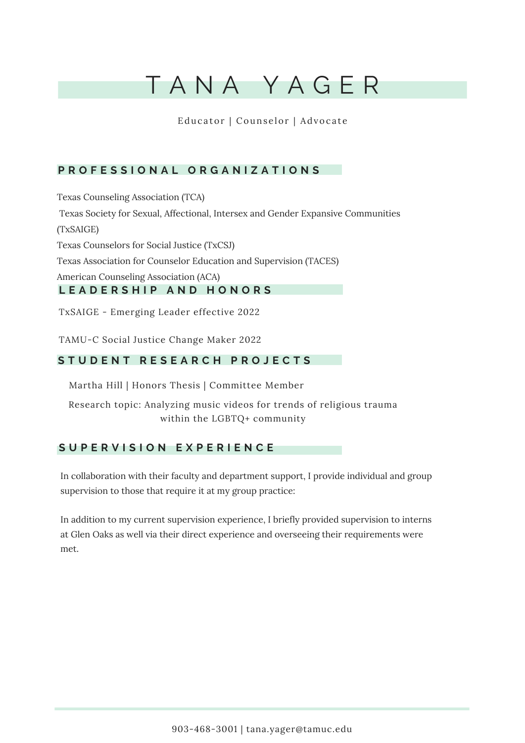# TANA YAGER

Educator | Counselor | Advocate

## PROFESSIONAL ORGANIZATIONS

Texas Counseling Association (TCA)

Texas Society for Sexual, Affectional, Intersex and Gender Expansive Communities (TxSAIGE)

Texas Counselors for Social Justice (TxCSJ)

Texas Association for Counselor Education and Supervision (TACES)

American Counseling Association (ACA)

## LEADERSHIP AND HONORS

TxSAIGE - Emerging Leader effective 2022

TAMU-C Social Justice Change Maker 2022

## STUDENT RESEARCH PROJECTS

Martha Hill | Honors Thesis | Committee Member

Research topic: Analyzing music videos for trends of religious trauma within the LGBTQ+ community

## SUPERVISION EXPERIENCE

In collaboration with their faculty and department support, I provide individual and group supervision to those that require it at my group practice:

In addition to my current supervision experience, I briefly provided supervision to interns at Glen Oaks as well via their direct experience and overseeing their requirements were met.

903-468-3001 | tana.yager@tamuc.edu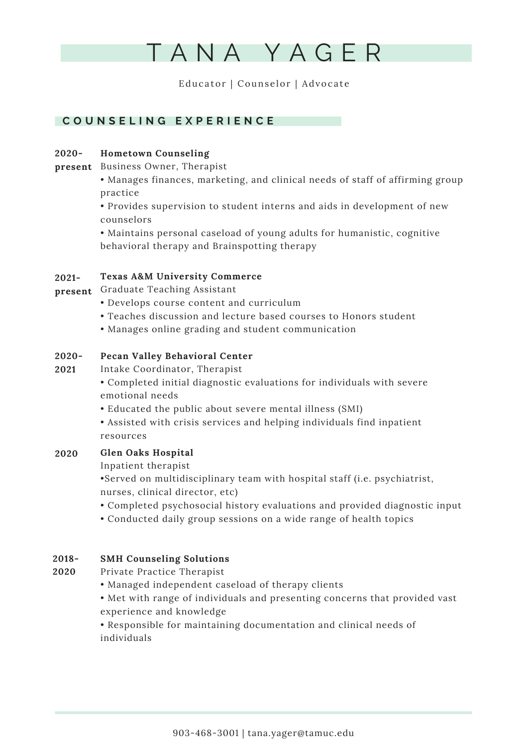# TANA YAGER

Educator | Counselor | Advocate

## COUNSELING EXPERIENCE

**2020-present** **Hometown Counseling**
Business Owner, Therapist
- Manages finances, marketing, and clinical needs of staff of affirming group practice
- Provides supervision to student interns and aids in development of new counselors
- Maintains personal caseload of young adults for humanistic, cognitive behavioral therapy and Brainspotting therapy

**2021-present** **Texas A&M University Commerce**
Graduate Teaching Assistant
- Develops course content and curriculum
- Teaches discussion and lecture based courses to Honors student
- Manages online grading and student communication

**2020-2021** **Pecan Valley Behavioral Center**
Intake Coordinator, Therapist
- Completed initial diagnostic evaluations for individuals with severe emotional needs
- Educated the public about severe mental illness (SMI)
- Assisted with crisis services and helping individuals find inpatient resources

**2020** **Glen Oaks Hospital**
Inpatient therapist
- Served on multidisciplinary team with hospital staff (i.e. psychiatrist, nurses, clinical director, etc)
- Completed psychosocial history evaluations and provided diagnostic input
- Conducted daily group sessions on a wide range of health topics

**2018-2020** **SMH Counseling Solutions**
Private Practice Therapist
- Managed independent caseload of therapy clients
- Met with range of individuals and presenting concerns that provided vast experience and knowledge
- Responsible for maintaining documentation and clinical needs of individuals

903-468-3001 | tana.yager@tamuc.edu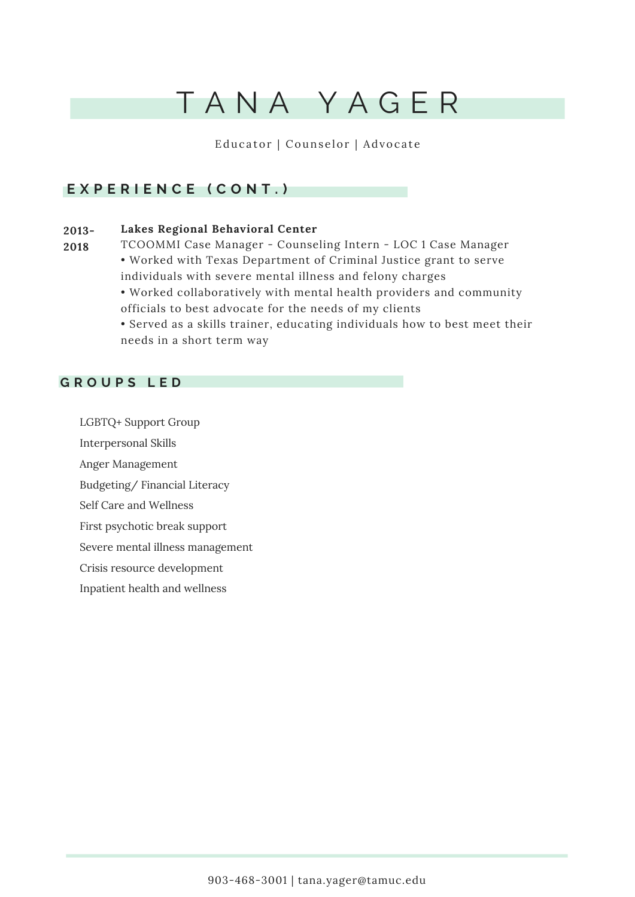# TANA YAGER

Educator | Counselor | Advocate

## EXPERIENCE (CONT.)

**2013-2018**

**Lakes Regional Behavioral Center**

TCOOMMI Case Manager - Counseling Intern - LOC 1 Case Manager

- Worked with Texas Department of Criminal Justice grant to serve individuals with severe mental illness and felony charges
- Worked collaboratively with mental health providers and community officials to best advocate for the needs of my clients
- Served as a skills trainer, educating individuals how to best meet their needs in a short term way

## GROUPS LED

LGBTQ+ Support Group

Interpersonal Skills

Anger Management

Budgeting/ Financial Literacy

Self Care and Wellness

First psychotic break support

Severe mental illness management

Crisis resource development

Inpatient health and wellness

903-468-3001 | tana.yager@tamuc.edu